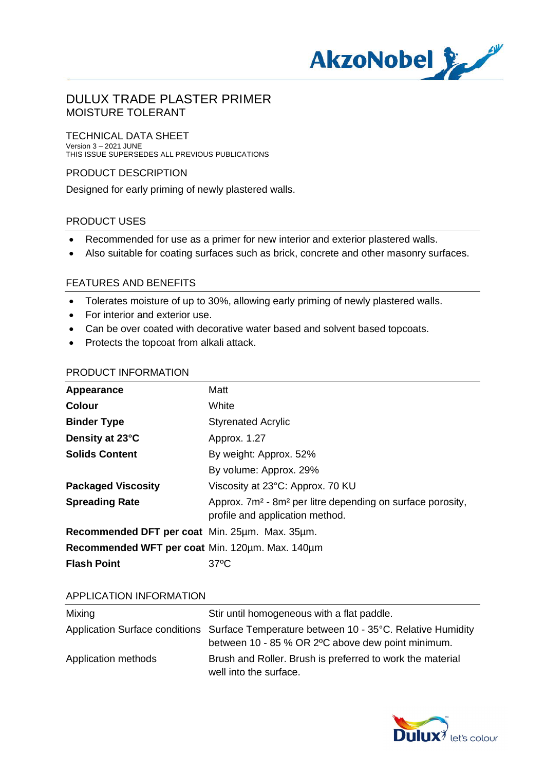# DULUX TRADE PLASTER PRIMER
## MOISTURE TOLERANT

TECHNICAL DATA SHEET
Version 3 – 2021 JUNE
THIS ISSUE SUPERSEDES ALL PREVIOUS PUBLICATIONS

## PRODUCT DESCRIPTION

Designed for early priming of newly plastered walls.

## PRODUCT USES

- Recommended for use as a primer for new interior and exterior plastered walls.
- Also suitable for coating surfaces such as brick, concrete and other masonry surfaces.

## FEATURES AND BENEFITS

- Tolerates moisture of up to 30%, allowing early priming of newly plastered walls.
- For interior and exterior use.
- Can be over coated with decorative water based and solvent based topcoats.
- Protects the topcoat from alkali attack.

## PRODUCT INFORMATION

| | |
|---|---|
| **Appearance** | Matt |
| **Colour** | White |
| **Binder Type** | Styrenated Acrylic |
| **Density at 23°C** | Approx. 1.27 |
| **Solids Content** | By weight: Approx. 52% |
| | By volume: Approx. 29% |
| **Packaged Viscosity** | Viscosity at 23°C: Approx. 70 KU |
| **Spreading Rate** | Approx. 7m² - 8m² per litre depending on surface porosity, profile and application method. |
| **Recommended DFT per coat** | Min. 25µm. Max. 35µm. |
| **Recommended WFT per coat** | Min. 120µm. Max. 140µm |
| **Flash Point** | 37ºC |

## APPLICATION INFORMATION

| | |
|---|---|
| Mixing | Stir until homogeneous with a flat paddle. |
| Application Surface conditions | Surface Temperature between 10 - 35°C. Relative Humidity between 10 - 85 % OR 2ºC above dew point minimum. |
| Application methods | Brush and Roller. Brush is preferred to work the material well into the surface. |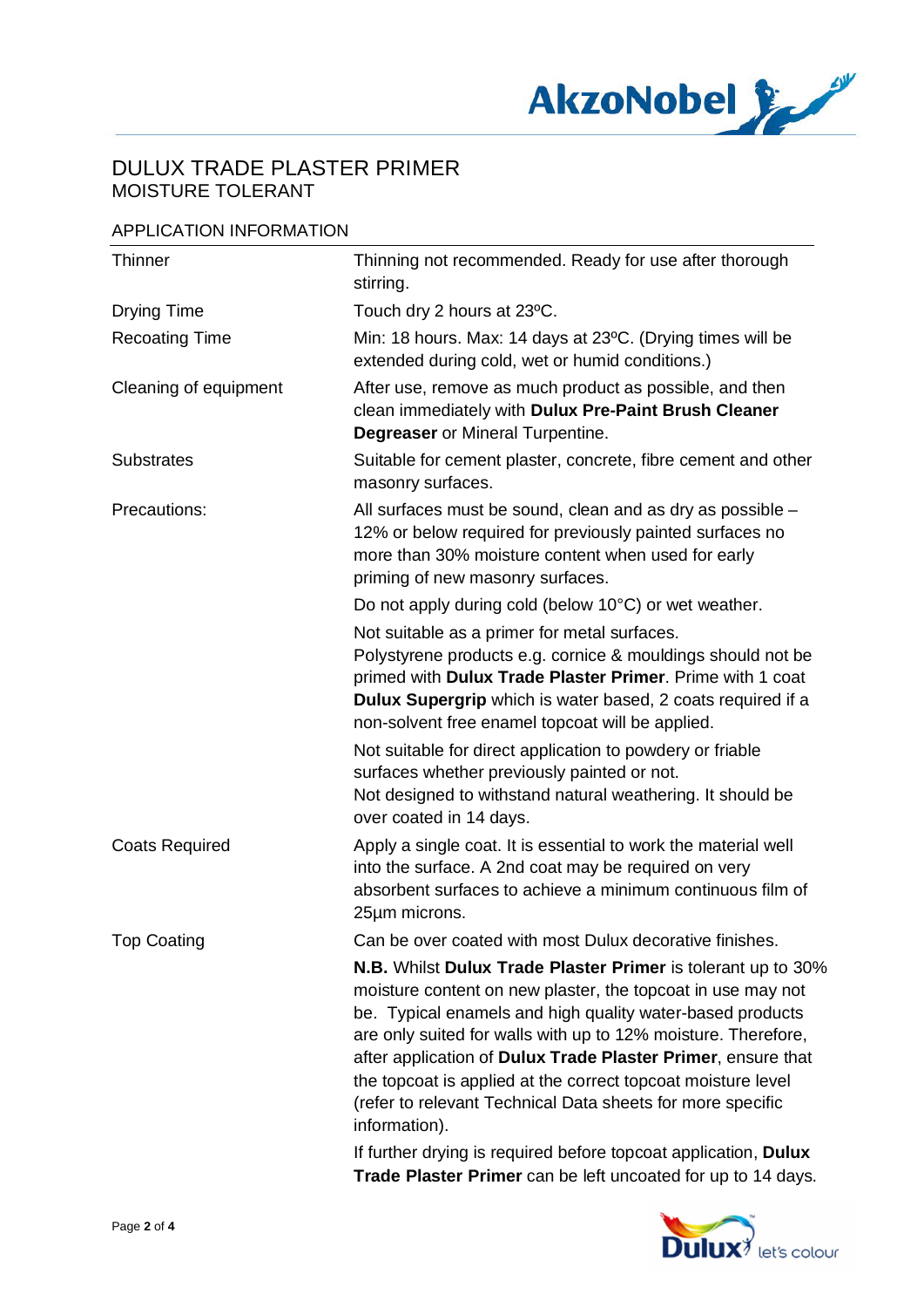# DULUX TRADE PLASTER PRIMER
## MOISTURE TOLERANT

### APPLICATION INFORMATION

| | |
|---|---|
| Thinner | Thinning not recommended. Ready for use after thorough stirring. |
| Drying Time | Touch dry 2 hours at 23ºC. |
| Recoating Time | Min: 18 hours. Max: 14 days at 23ºC. (Drying times will be extended during cold, wet or humid conditions.) |
| Cleaning of equipment | After use, remove as much product as possible, and then clean immediately with **Dulux Pre-Paint Brush Cleaner Degreaser** or Mineral Turpentine. |
| Substrates | Suitable for cement plaster, concrete, fibre cement and other masonry surfaces. |
| Precautions: | All surfaces must be sound, clean and as dry as possible – 12% or below required for previously painted surfaces no more than 30% moisture content when used for early priming of new masonry surfaces.<br><br>Do not apply during cold (below 10°C) or wet weather.<br><br>Not suitable as a primer for metal surfaces.<br>Polystyrene products e.g. cornice & mouldings should not be primed with **Dulux Trade Plaster Primer**. Prime with 1 coat **Dulux Supergrip** which is water based, 2 coats required if a non-solvent free enamel topcoat will be applied.<br><br>Not suitable for direct application to powdery or friable surfaces whether previously painted or not.<br>Not designed to withstand natural weathering. It should be over coated in 14 days. |
| Coats Required | Apply a single coat. It is essential to work the material well into the surface. A 2nd coat may be required on very absorbent surfaces to achieve a minimum continuous film of 25µm microns. |
| Top Coating | Can be over coated with most Dulux decorative finishes.<br><br>**N.B.** Whilst **Dulux Trade Plaster Primer** is tolerant up to 30% moisture content on new plaster, the topcoat in use may not be. Typical enamels and high quality water-based products are only suited for walls with up to 12% moisture. Therefore, after application of **Dulux Trade Plaster Primer**, ensure that the topcoat is applied at the correct topcoat moisture level (refer to relevant Technical Data sheets for more specific information).<br><br>If further drying is required before topcoat application, **Dulux Trade Plaster Primer** can be left uncoated for up to 14 days. |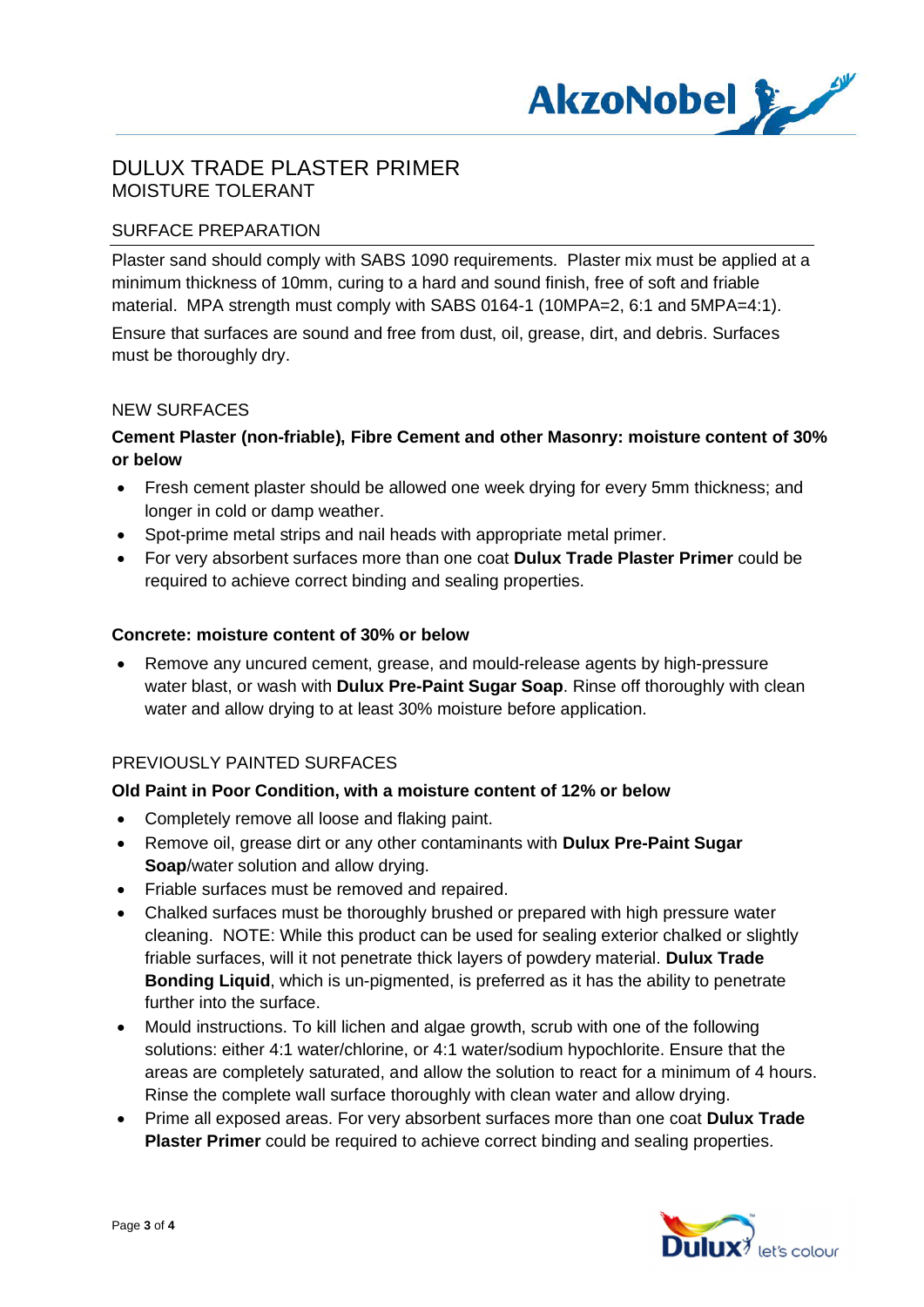# DULUX TRADE PLASTER PRIMER

## MOISTURE TOLERANT

## SURFACE PREPARATION

Plaster sand should comply with SABS 1090 requirements. Plaster mix must be applied at a minimum thickness of 10mm, curing to a hard and sound finish, free of soft and friable material. MPA strength must comply with SABS 0164-1 (10MPA=2, 6:1 and 5MPA=4:1).

Ensure that surfaces are sound and free from dust, oil, grease, dirt, and debris. Surfaces must be thoroughly dry.

## NEW SURFACES

**Cement Plaster (non-friable), Fibre Cement and other Masonry: moisture content of 30% or below**

- Fresh cement plaster should be allowed one week drying for every 5mm thickness; and longer in cold or damp weather.
- Spot-prime metal strips and nail heads with appropriate metal primer.
- For very absorbent surfaces more than one coat **Dulux Trade Plaster Primer** could be required to achieve correct binding and sealing properties.

**Concrete: moisture content of 30% or below**

- Remove any uncured cement, grease, and mould-release agents by high-pressure water blast, or wash with **Dulux Pre-Paint Sugar Soap**. Rinse off thoroughly with clean water and allow drying to at least 30% moisture before application.

## PREVIOUSLY PAINTED SURFACES

**Old Paint in Poor Condition, with a moisture content of 12% or below**

- Completely remove all loose and flaking paint.
- Remove oil, grease dirt or any other contaminants with **Dulux Pre-Paint Sugar Soap**/water solution and allow drying.
- Friable surfaces must be removed and repaired.
- Chalked surfaces must be thoroughly brushed or prepared with high pressure water cleaning. NOTE: While this product can be used for sealing exterior chalked or slightly friable surfaces, will it not penetrate thick layers of powdery material. **Dulux Trade Bonding Liquid**, which is un-pigmented, is preferred as it has the ability to penetrate further into the surface.
- Mould instructions. To kill lichen and algae growth, scrub with one of the following solutions: either 4:1 water/chlorine, or 4:1 water/sodium hypochlorite. Ensure that the areas are completely saturated, and allow the solution to react for a minimum of 4 hours. Rinse the complete wall surface thoroughly with clean water and allow drying.
- Prime all exposed areas. For very absorbent surfaces more than one coat **Dulux Trade Plaster Primer** could be required to achieve correct binding and sealing properties.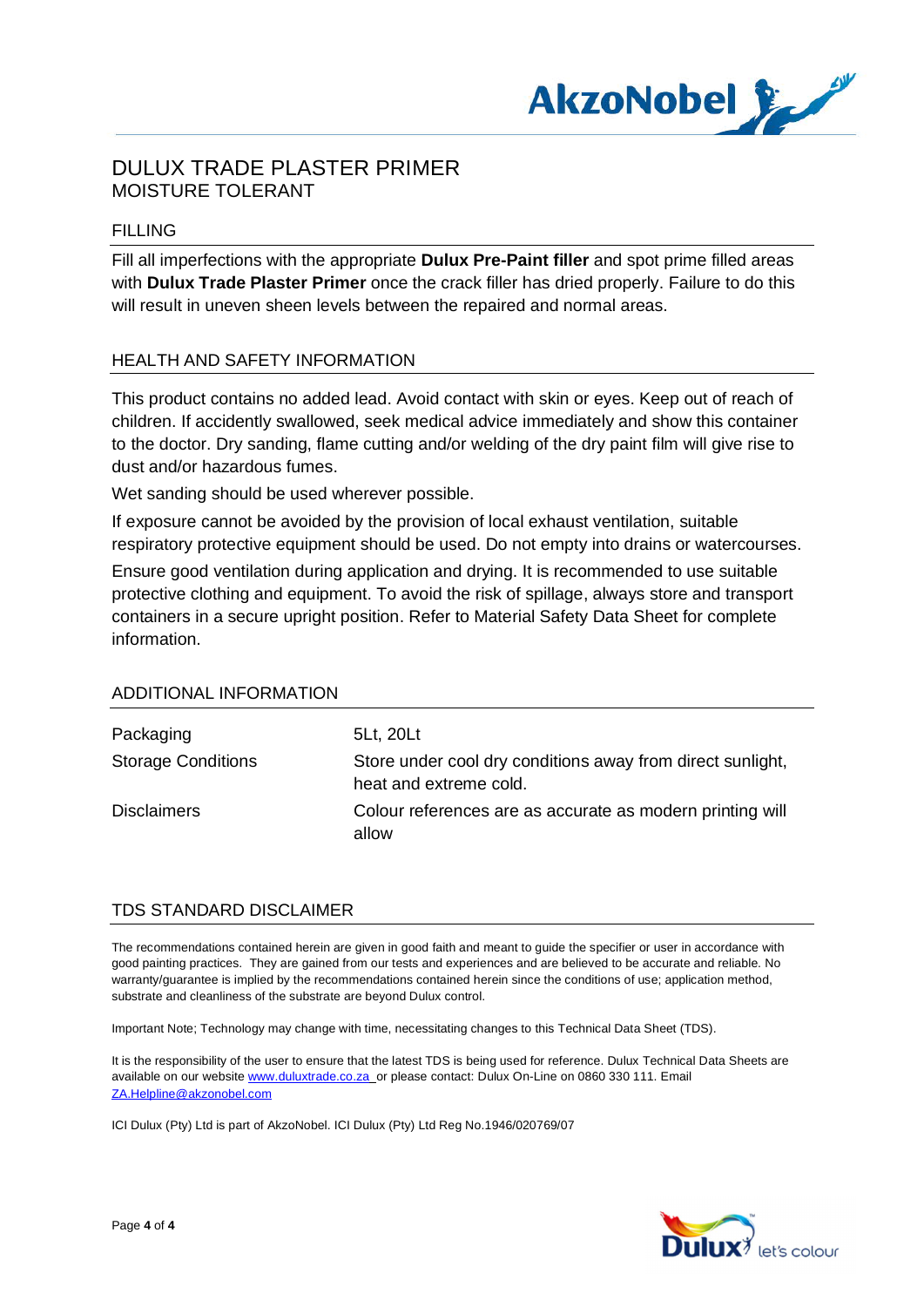# DULUX TRADE PLASTER PRIMER
MOISTURE TOLERANT

## FILLING

Fill all imperfections with the appropriate **Dulux Pre-Paint filler** and spot prime filled areas with **Dulux Trade Plaster Primer** once the crack filler has dried properly. Failure to do this will result in uneven sheen levels between the repaired and normal areas.

## HEALTH AND SAFETY INFORMATION

This product contains no added lead. Avoid contact with skin or eyes. Keep out of reach of children. If accidently swallowed, seek medical advice immediately and show this container to the doctor. Dry sanding, flame cutting and/or welding of the dry paint film will give rise to dust and/or hazardous fumes.

Wet sanding should be used wherever possible.

If exposure cannot be avoided by the provision of local exhaust ventilation, suitable respiratory protective equipment should be used. Do not empty into drains or watercourses.

Ensure good ventilation during application and drying. It is recommended to use suitable protective clothing and equipment. To avoid the risk of spillage, always store and transport containers in a secure upright position. Refer to Material Safety Data Sheet for complete information.

## ADDITIONAL INFORMATION

| | |
|---|---|
| Packaging | 5Lt, 20Lt |
| Storage Conditions | Store under cool dry conditions away from direct sunlight, heat and extreme cold. |
| Disclaimers | Colour references are as accurate as modern printing will allow |

## TDS STANDARD DISCLAIMER

The recommendations contained herein are given in good faith and meant to guide the specifier or user in accordance with good painting practices. They are gained from our tests and experiences and are believed to be accurate and reliable. No warranty/guarantee is implied by the recommendations contained herein since the conditions of use; application method, substrate and cleanliness of the substrate are beyond Dulux control.

Important Note; Technology may change with time, necessitating changes to this Technical Data Sheet (TDS).

It is the responsibility of the user to ensure that the latest TDS is being used for reference. Dulux Technical Data Sheets are available on our website www.duluxtrade.co.za or please contact: Dulux On-Line on 0860 330 111. Email ZA.Helpline@akzonobel.com

ICI Dulux (Pty) Ltd is part of AkzoNobel. ICI Dulux (Pty) Ltd Reg No.1946/020769/07